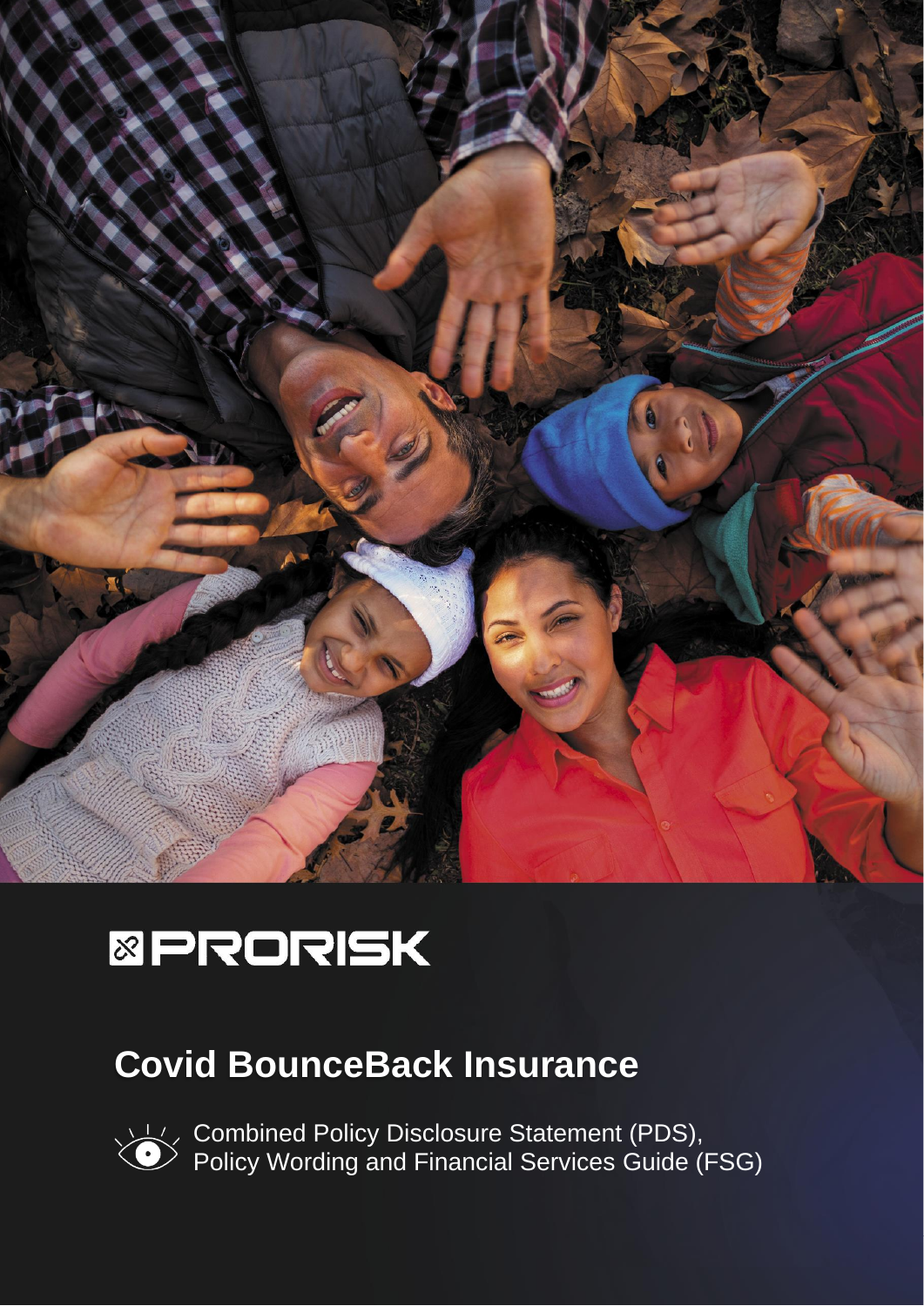PRORISK

# Covid BounceBack Insurance

Combined Policy Disclosure Statement (PDS), Policy Wording and Financial Services Guide (FSG)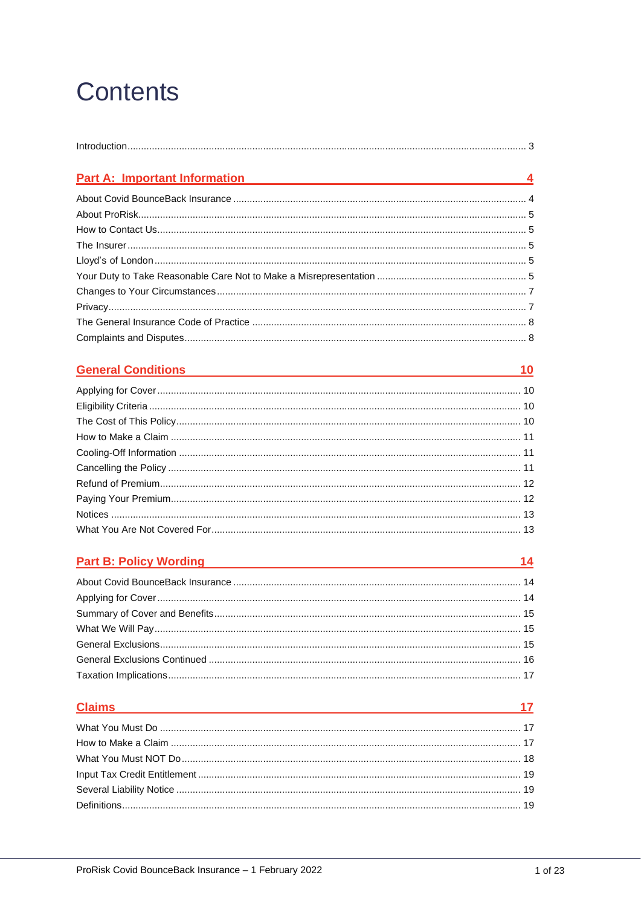# Contents

Introduction ........ 3

## Part A: Important Information — 4

About Covid BounceBack Insurance ........ 4
About ProRisk ........ 5
How to Contact Us ........ 5
The Insurer ........ 5
Lloyd's of London ........ 5
Your Duty to Take Reasonable Care Not to Make a Misrepresentation ........ 5
Changes to Your Circumstances ........ 7
Privacy ........ 7
The General Insurance Code of Practice ........ 8
Complaints and Disputes ........ 8

## General Conditions — 10

Applying for Cover ........ 10
Eligibility Criteria ........ 10
The Cost of This Policy ........ 10
How to Make a Claim ........ 11
Cooling-Off Information ........ 11
Cancelling the Policy ........ 11
Refund of Premium ........ 12
Paying Your Premium ........ 12
Notices ........ 13
What You Are Not Covered For ........ 13

## Part B: Policy Wording — 14

About Covid BounceBack Insurance ........ 14
Applying for Cover ........ 14
Summary of Cover and Benefits ........ 15
What We Will Pay ........ 15
General Exclusions ........ 15
General Exclusions Continued ........ 16
Taxation Implications ........ 17

## Claims — 17

What You Must Do ........ 17
How to Make a Claim ........ 17
What You Must NOT Do ........ 18
Input Tax Credit Entitlement ........ 19
Several Liability Notice ........ 19
Definitions ........ 19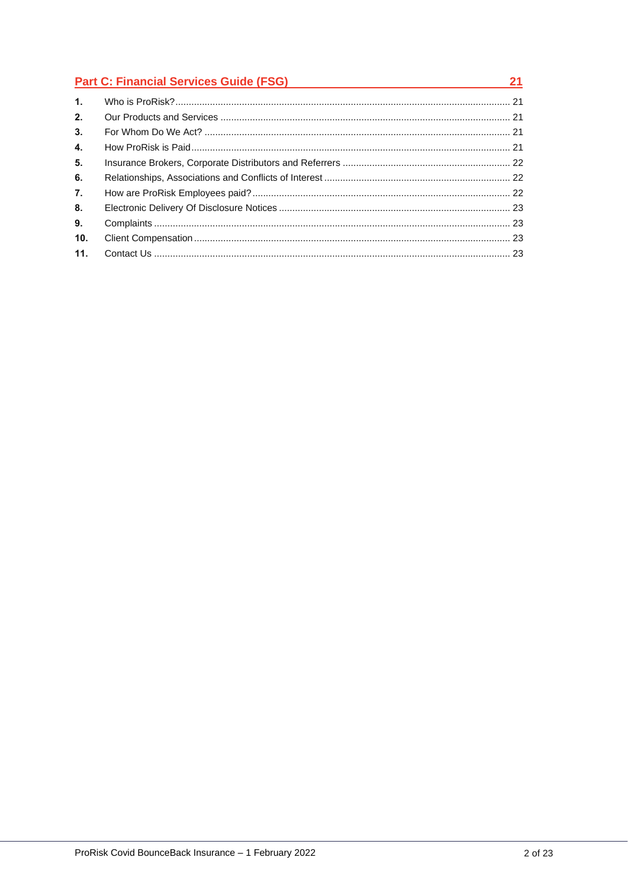| Part C: Financial Services Guide (FSG) | | 21 |
|---|---|---|
| 1. | Who is ProRisk? | 21 |
| 2. | Our Products and Services | 21 |
| 3. | For Whom Do We Act? | 21 |
| 4. | How ProRisk is Paid | 21 |
| 5. | Insurance Brokers, Corporate Distributors and Referrers | 22 |
| 6. | Relationships, Associations and Conflicts of Interest | 22 |
| 7. | How are ProRisk Employees paid? | 22 |
| 8. | Electronic Delivery Of Disclosure Notices | 23 |
| 9. | Complaints | 23 |
| 10. | Client Compensation | 23 |
| 11. | Contact Us | 23 |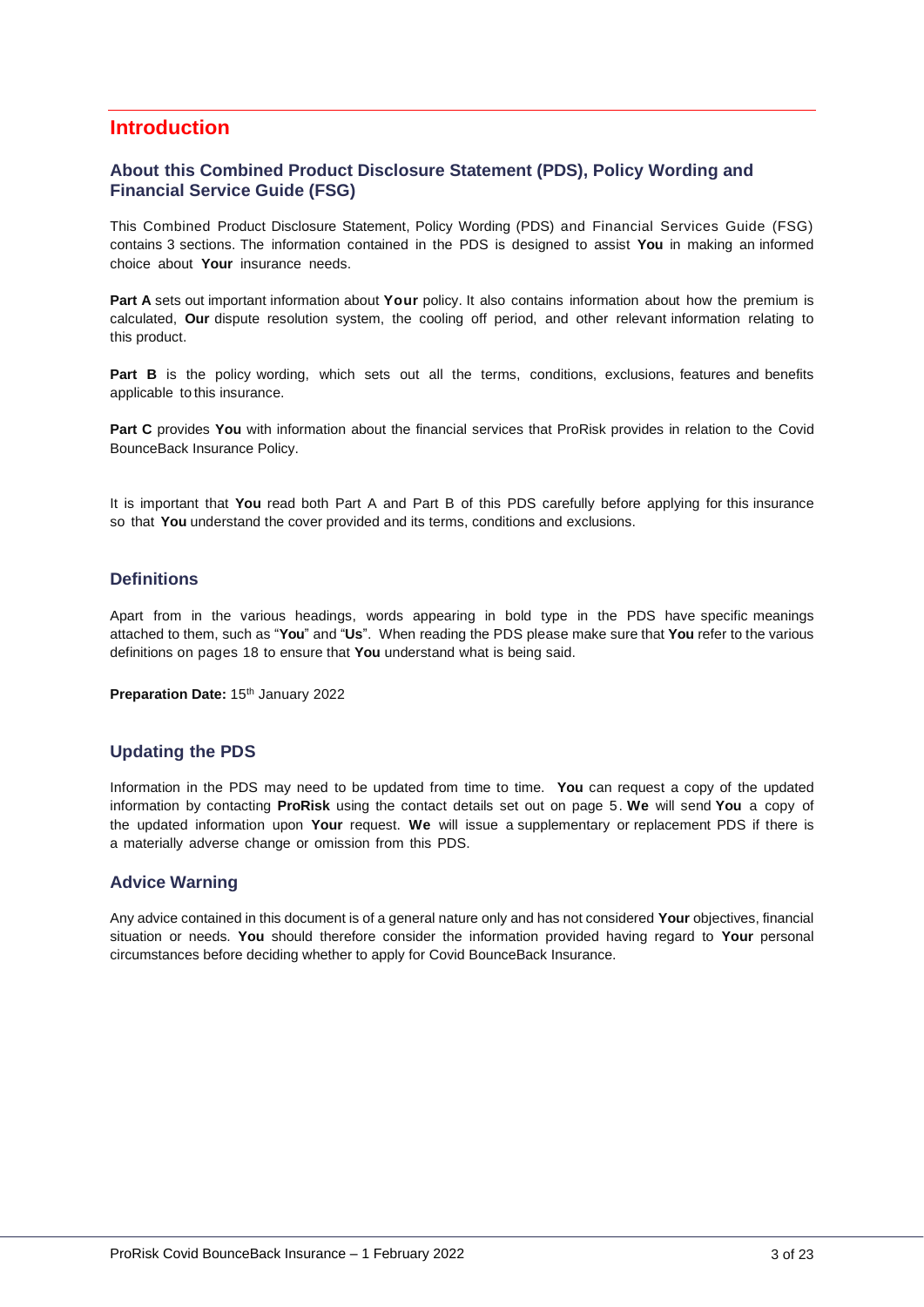# Introduction

## About this Combined Product Disclosure Statement (PDS), Policy Wording and Financial Service Guide (FSG)

This Combined Product Disclosure Statement, Policy Wording (PDS) and Financial Services Guide (FSG) contains 3 sections. The information contained in the PDS is designed to assist **You** in making an informed choice about **Your** insurance needs.

**Part A** sets out important information about **Your** policy. It also contains information about how the premium is calculated, **Our** dispute resolution system, the cooling off period, and other relevant information relating to this product.

**Part B** is the policy wording, which sets out all the terms, conditions, exclusions, features and benefits applicable to this insurance.

**Part C** provides **You** with information about the financial services that ProRisk provides in relation to the Covid BounceBack Insurance Policy.

It is important that **You** read both Part A and Part B of this PDS carefully before applying for this insurance so that **You** understand the cover provided and its terms, conditions and exclusions.

## Definitions

Apart from in the various headings, words appearing in bold type in the PDS have specific meanings attached to them, such as "**You**" and "**Us**". When reading the PDS please make sure that **You** refer to the various definitions on pages 18 to ensure that **You** understand what is being said.

**Preparation Date:** 15th January 2022

## Updating the PDS

Information in the PDS may need to be updated from time to time. **You** can request a copy of the updated information by contacting **ProRisk** using the contact details set out on page 5. **We** will send **You** a copy of the updated information upon **Your** request. **We** will issue a supplementary or replacement PDS if there is a materially adverse change or omission from this PDS.

## Advice Warning

Any advice contained in this document is of a general nature only and has not considered **Your** objectives, financial situation or needs. **You** should therefore consider the information provided having regard to **Your** personal circumstances before deciding whether to apply for Covid BounceBack Insurance.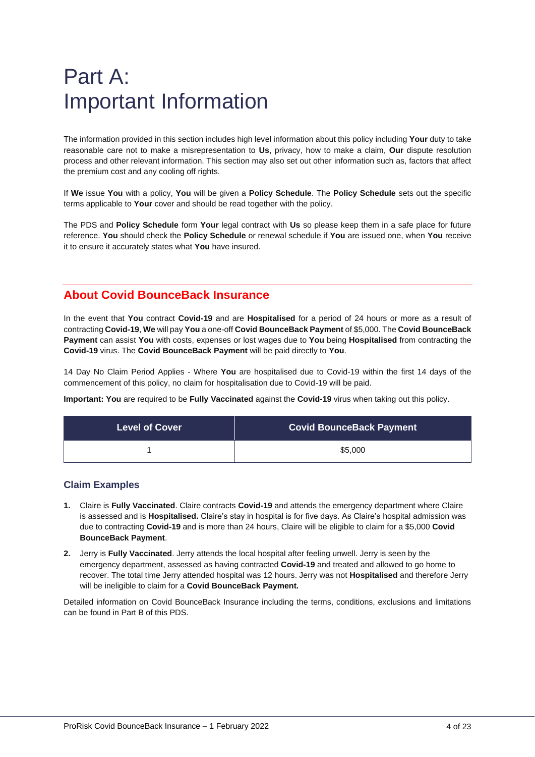# Part A: Important Information

The information provided in this section includes high level information about this policy including **Your** duty to take reasonable care not to make a misrepresentation to **Us**, privacy, how to make a claim, **Our** dispute resolution process and other relevant information. This section may also set out other information such as, factors that affect the premium cost and any cooling off rights.

If **We** issue **You** with a policy, **You** will be given a **Policy Schedule**. The **Policy Schedule** sets out the specific terms applicable to **Your** cover and should be read together with the policy.

The PDS and **Policy Schedule** form **Your** legal contract with **Us** so please keep them in a safe place for future reference. **You** should check the **Policy Schedule** or renewal schedule if **You** are issued one, when **You** receive it to ensure it accurately states what **You** have insured.

## About Covid BounceBack Insurance

In the event that **You** contract **Covid-19** and are **Hospitalised** for a period of 24 hours or more as a result of contracting **Covid-19**, **We** will pay **You** a one-off **Covid BounceBack Payment** of $5,000. The **Covid BounceBack Payment** can assist **You** with costs, expenses or lost wages due to **You** being **Hospitalised** from contracting the **Covid-19** virus. The **Covid BounceBack Payment** will be paid directly to **You**.

14 Day No Claim Period Applies - Where **You** are hospitalised due to Covid-19 within the first 14 days of the commencement of this policy, no claim for hospitalisation due to Covid-19 will be paid.

**Important: You** are required to be **Fully Vaccinated** against the **Covid-19** virus when taking out this policy.

| Level of Cover | Covid BounceBack Payment |
|---|---|
| 1 | $5,000 |

### Claim Examples

1. Claire is **Fully Vaccinated**. Claire contracts **Covid-19** and attends the emergency department where Claire is assessed and is **Hospitalised.** Claire's stay in hospital is for five days. As Claire's hospital admission was due to contracting **Covid-19** and is more than 24 hours, Claire will be eligible to claim for a $5,000 **Covid BounceBack Payment**.
2. Jerry is **Fully Vaccinated**. Jerry attends the local hospital after feeling unwell. Jerry is seen by the emergency department, assessed as having contracted **Covid-19** and treated and allowed to go home to recover. The total time Jerry attended hospital was 12 hours. Jerry was not **Hospitalised** and therefore Jerry will be ineligible to claim for a **Covid BounceBack Payment.**

Detailed information on Covid BounceBack Insurance including the terms, conditions, exclusions and limitations can be found in Part B of this PDS.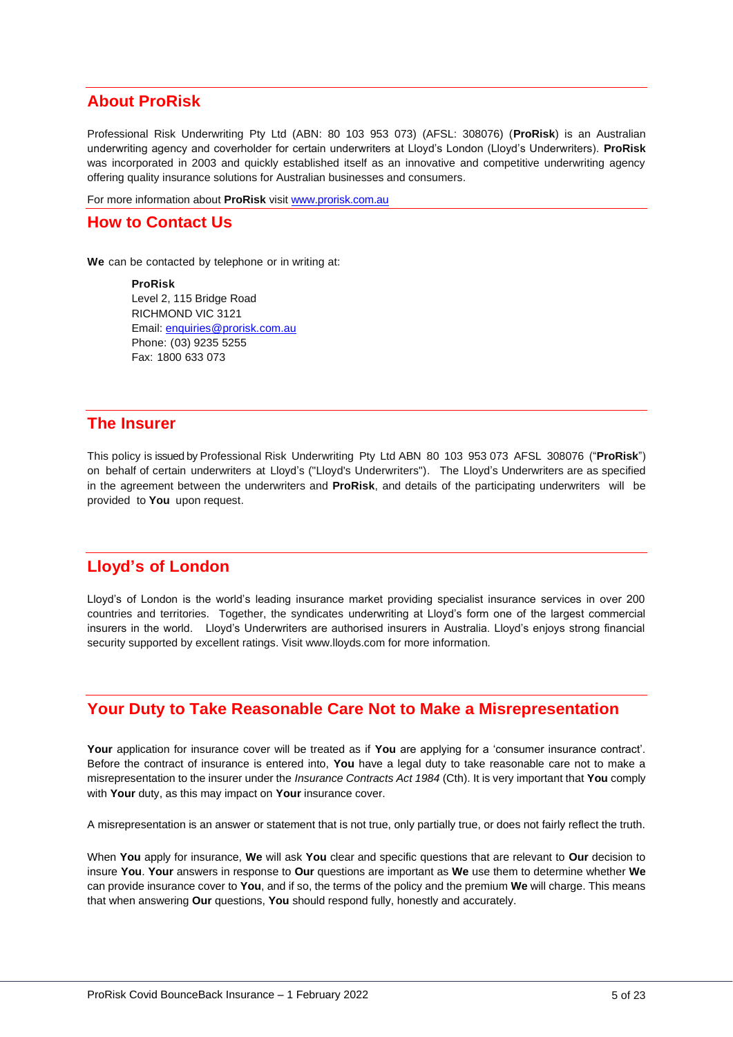## About ProRisk

Professional Risk Underwriting Pty Ltd (ABN: 80 103 953 073) (AFSL: 308076) (**ProRisk**) is an Australian underwriting agency and coverholder for certain underwriters at Lloyd's London (Lloyd's Underwriters). **ProRisk** was incorporated in 2003 and quickly established itself as an innovative and competitive underwriting agency offering quality insurance solutions for Australian businesses and consumers.

For more information about **ProRisk** visit [www.prorisk.com.au](http://www.prorisk.com.au)

## How to Contact Us

**We** can be contacted by telephone or in writing at:

**ProRisk**
Level 2, 115 Bridge Road
RICHMOND VIC 3121
Email: [enquiries@prorisk.com.au](mailto:enquiries@prorisk.com.au)
Phone: (03) 9235 5255
Fax: 1800 633 073

## The Insurer

This policy is issued by Professional Risk Underwriting Pty Ltd ABN 80 103 953 073 AFSL 308076 ("**ProRisk**") on behalf of certain underwriters at Lloyd's ("Lloyd's Underwriters"). The Lloyd's Underwriters are as specified in the agreement between the underwriters and **ProRisk**, and details of the participating underwriters will be provided to **You** upon request.

## Lloyd's of London

Lloyd's of London is the world's leading insurance market providing specialist insurance services in over 200 countries and territories. Together, the syndicates underwriting at Lloyd's form one of the largest commercial insurers in the world. Lloyd's Underwriters are authorised insurers in Australia. Lloyd's enjoys strong financial security supported by excellent ratings. Visit www.lloyds.com for more information.

## Your Duty to Take Reasonable Care Not to Make a Misrepresentation

**Your** application for insurance cover will be treated as if **You** are applying for a 'consumer insurance contract'. Before the contract of insurance is entered into, **You** have a legal duty to take reasonable care not to make a misrepresentation to the insurer under the *Insurance Contracts Act 1984* (Cth). It is very important that **You** comply with **Your** duty, as this may impact on **Your** insurance cover.

A misrepresentation is an answer or statement that is not true, only partially true, or does not fairly reflect the truth.

When **You** apply for insurance, **We** will ask **You** clear and specific questions that are relevant to **Our** decision to insure **You**. **Your** answers in response to **Our** questions are important as **We** use them to determine whether **We** can provide insurance cover to **You**, and if so, the terms of the policy and the premium **We** will charge. This means that when answering **Our** questions, **You** should respond fully, honestly and accurately.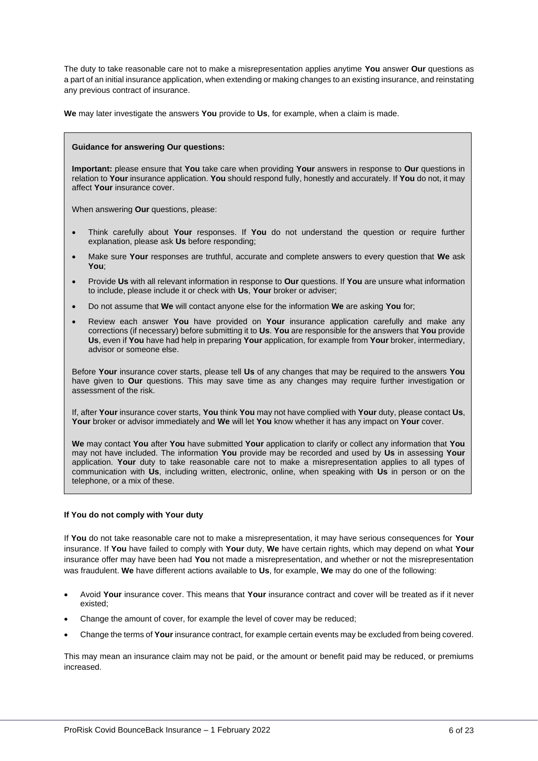The duty to take reasonable care not to make a misrepresentation applies anytime **You** answer **Our** questions as a part of an initial insurance application, when extending or making changes to an existing insurance, and reinstating any previous contract of insurance.

**We** may later investigate the answers **You** provide to **Us**, for example, when a claim is made.

**Guidance for answering Our questions:**

**Important:** please ensure that **You** take care when providing **Your** answers in response to **Our** questions in relation to **Your** insurance application. **You** should respond fully, honestly and accurately. If **You** do not, it may affect **Your** insurance cover.

When answering **Our** questions, please:

- Think carefully about **Your** responses. If **You** do not understand the question or require further explanation, please ask **Us** before responding;
- Make sure **Your** responses are truthful, accurate and complete answers to every question that **We** ask **You**;
- Provide **Us** with all relevant information in response to **Our** questions. If **You** are unsure what information to include, please include it or check with **Us**, **Your** broker or adviser;
- Do not assume that **We** will contact anyone else for the information **We** are asking **You** for;
- Review each answer **You** have provided on **Your** insurance application carefully and make any corrections (if necessary) before submitting it to **Us**. **You** are responsible for the answers that **You** provide **Us**, even if **You** have had help in preparing **Your** application, for example from **Your** broker, intermediary, advisor or someone else.

Before **Your** insurance cover starts, please tell **Us** of any changes that may be required to the answers **You** have given to **Our** questions. This may save time as any changes may require further investigation or assessment of the risk.

If, after **Your** insurance cover starts, **You** think **You** may not have complied with **Your** duty, please contact **Us**, **Your** broker or advisor immediately and **We** will let **You** know whether it has any impact on **Your** cover.

**We** may contact **You** after **You** have submitted **Your** application to clarify or collect any information that **You** may not have included. The information **You** provide may be recorded and used by **Us** in assessing **Your** application. **Your** duty to take reasonable care not to make a misrepresentation applies to all types of communication with **Us**, including written, electronic, online, when speaking with **Us** in person or on the telephone, or a mix of these.

**If You do not comply with Your duty**

If **You** do not take reasonable care not to make a misrepresentation, it may have serious consequences for **Your** insurance. If **You** have failed to comply with **Your** duty, **We** have certain rights, which may depend on what **Your** insurance offer may have been had **You** not made a misrepresentation, and whether or not the misrepresentation was fraudulent. **We** have different actions available to **Us**, for example, **We** may do one of the following:

- Avoid **Your** insurance cover. This means that **Your** insurance contract and cover will be treated as if it never existed;
- Change the amount of cover, for example the level of cover may be reduced;
- Change the terms of **Your** insurance contract, for example certain events may be excluded from being covered.

This may mean an insurance claim may not be paid, or the amount or benefit paid may be reduced, or premiums increased.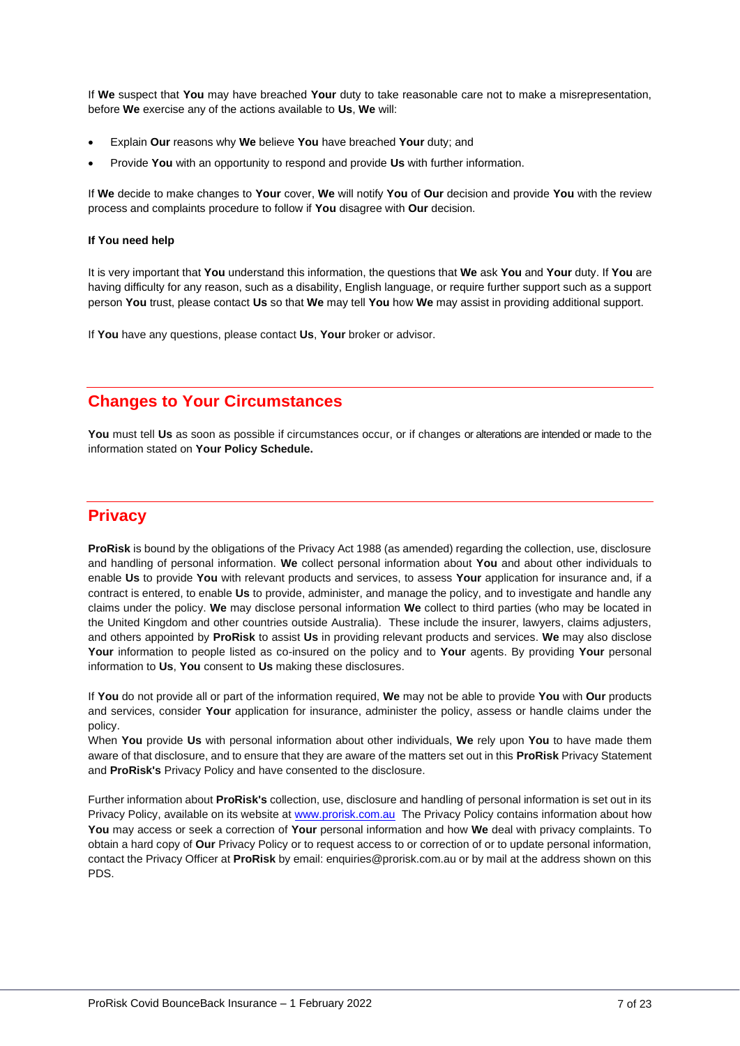If **We** suspect that **You** may have breached **Your** duty to take reasonable care not to make a misrepresentation, before **We** exercise any of the actions available to **Us**, **We** will:

- Explain **Our** reasons why **We** believe **You** have breached **Your** duty; and
- Provide **You** with an opportunity to respond and provide **Us** with further information.

If **We** decide to make changes to **Your** cover, **We** will notify **You** of **Our** decision and provide **You** with the review process and complaints procedure to follow if **You** disagree with **Our** decision.

**If You need help**

It is very important that **You** understand this information, the questions that **We** ask **You** and **Your** duty. If **You** are having difficulty for any reason, such as a disability, English language, or require further support such as a support person **You** trust, please contact **Us** so that **We** may tell **You** how **We** may assist in providing additional support.

If **You** have any questions, please contact **Us**, **Your** broker or advisor.

## Changes to Your Circumstances

**You** must tell **Us** as soon as possible if circumstances occur, or if changes or alterations are intended or made to the information stated on **Your Policy Schedule.**

## Privacy

**ProRisk** is bound by the obligations of the Privacy Act 1988 (as amended) regarding the collection, use, disclosure and handling of personal information. **We** collect personal information about **You** and about other individuals to enable **Us** to provide **You** with relevant products and services, to assess **Your** application for insurance and, if a contract is entered, to enable **Us** to provide, administer, and manage the policy, and to investigate and handle any claims under the policy. **We** may disclose personal information **We** collect to third parties (who may be located in the United Kingdom and other countries outside Australia). These include the insurer, lawyers, claims adjusters, and others appointed by **ProRisk** to assist **Us** in providing relevant products and services. **We** may also disclose **Your** information to people listed as co-insured on the policy and to **Your** agents. By providing **Your** personal information to **Us**, **You** consent to **Us** making these disclosures.

If **You** do not provide all or part of the information required, **We** may not be able to provide **You** with **Our** products and services, consider **Your** application for insurance, administer the policy, assess or handle claims under the policy.
When **You** provide **Us** with personal information about other individuals, **We** rely upon **You** to have made them aware of that disclosure, and to ensure that they are aware of the matters set out in this **ProRisk** Privacy Statement and **ProRisk's** Privacy Policy and have consented to the disclosure.

Further information about **ProRisk's** collection, use, disclosure and handling of personal information is set out in its Privacy Policy, available on its website at [www.prorisk.com.au](http://www.prorisk.com.au) The Privacy Policy contains information about how **You** may access or seek a correction of **Your** personal information and how **We** deal with privacy complaints. To obtain a hard copy of **Our** Privacy Policy or to request access to or correction of or to update personal information, contact the Privacy Officer at **ProRisk** by email: enquiries@prorisk.com.au or by mail at the address shown on this PDS.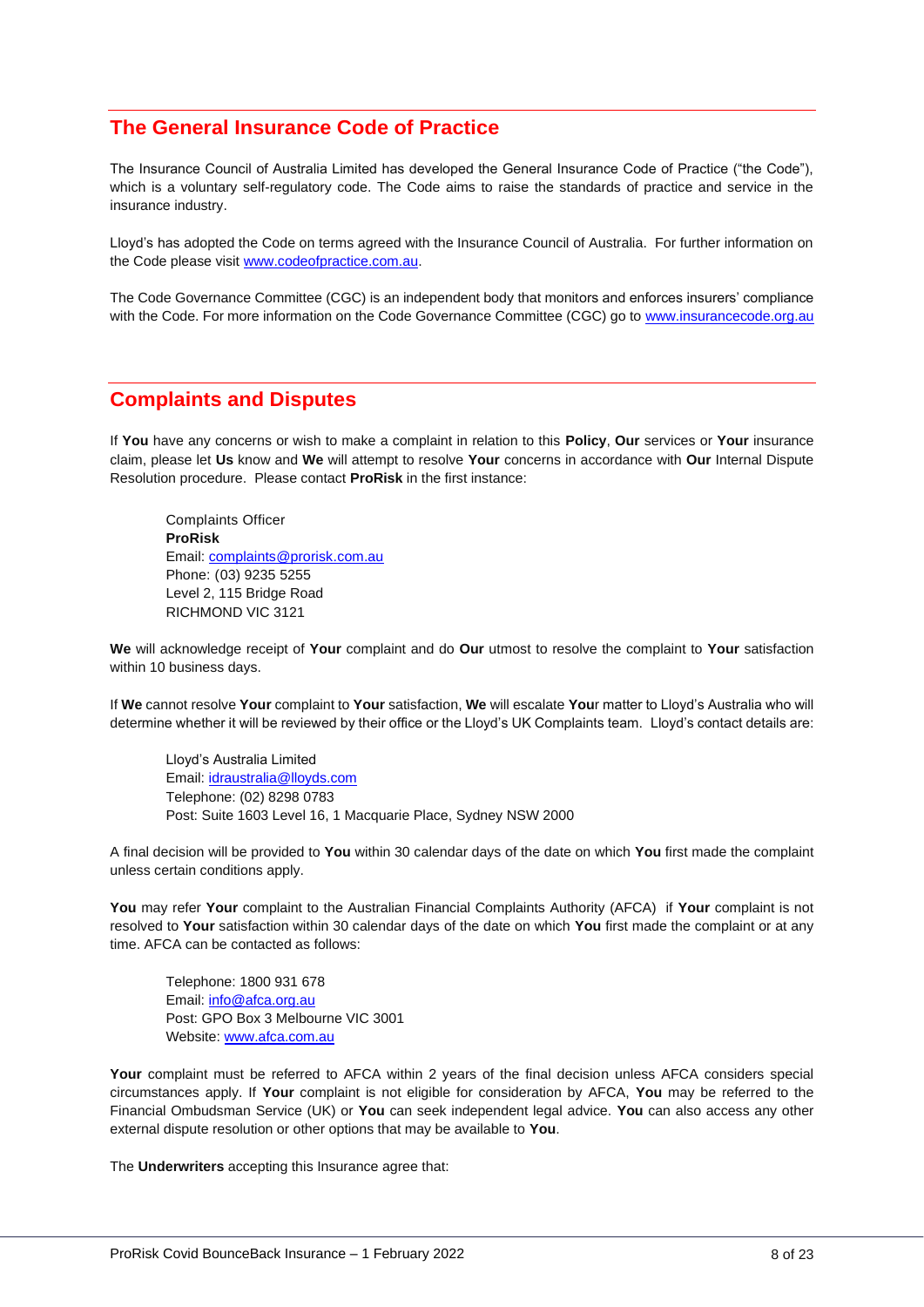## The General Insurance Code of Practice

The Insurance Council of Australia Limited has developed the General Insurance Code of Practice ("the Code"), which is a voluntary self-regulatory code. The Code aims to raise the standards of practice and service in the insurance industry.

Lloyd's has adopted the Code on terms agreed with the Insurance Council of Australia. For further information on the Code please visit www.codeofpractice.com.au.

The Code Governance Committee (CGC) is an independent body that monitors and enforces insurers' compliance with the Code. For more information on the Code Governance Committee (CGC) go to www.insurancecode.org.au

## Complaints and Disputes

If **You** have any concerns or wish to make a complaint in relation to this **Policy**, **Our** services or **Your** insurance claim, please let **Us** know and **We** will attempt to resolve **Your** concerns in accordance with **Our** Internal Dispute Resolution procedure. Please contact **ProRisk** in the first instance:

Complaints Officer
**ProRisk**
Email: complaints@prorisk.com.au
Phone: (03) 9235 5255
Level 2, 115 Bridge Road
RICHMOND VIC 3121

**We** will acknowledge receipt of **Your** complaint and do **Our** utmost to resolve the complaint to **Your** satisfaction within 10 business days.

If **We** cannot resolve **Your** complaint to **Your** satisfaction, **We** will escalate **You**r matter to Lloyd's Australia who will determine whether it will be reviewed by their office or the Lloyd's UK Complaints team. Lloyd's contact details are:

Lloyd's Australia Limited
Email: idraustralia@lloyds.com
Telephone: (02) 8298 0783
Post: Suite 1603 Level 16, 1 Macquarie Place, Sydney NSW 2000

A final decision will be provided to **You** within 30 calendar days of the date on which **You** first made the complaint unless certain conditions apply.

**You** may refer **Your** complaint to the Australian Financial Complaints Authority (AFCA) if **Your** complaint is not resolved to **Your** satisfaction within 30 calendar days of the date on which **You** first made the complaint or at any time. AFCA can be contacted as follows:

Telephone: 1800 931 678
Email: info@afca.org.au
Post: GPO Box 3 Melbourne VIC 3001
Website: www.afca.com.au

**Your** complaint must be referred to AFCA within 2 years of the final decision unless AFCA considers special circumstances apply. If **Your** complaint is not eligible for consideration by AFCA, **You** may be referred to the Financial Ombudsman Service (UK) or **You** can seek independent legal advice. **You** can also access any other external dispute resolution or other options that may be available to **You**.

The **Underwriters** accepting this Insurance agree that: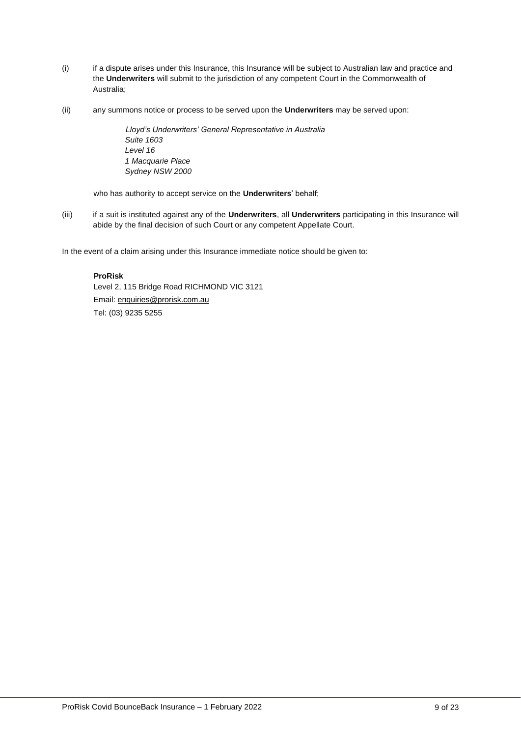(i) if a dispute arises under this Insurance, this Insurance will be subject to Australian law and practice and the **Underwriters** will submit to the jurisdiction of any competent Court in the Commonwealth of Australia;

(ii) any summons notice or process to be served upon the **Underwriters** may be served upon:

> *Lloyd's Underwriters' General Representative in Australia*
> *Suite 1603*
> *Level 16*
> *1 Macquarie Place*
> *Sydney NSW 2000*

who has authority to accept service on the **Underwriters**' behalf;

(iii) if a suit is instituted against any of the **Underwriters**, all **Underwriters** participating in this Insurance will abide by the final decision of such Court or any competent Appellate Court.

In the event of a claim arising under this Insurance immediate notice should be given to:

> **ProRisk**
> Level 2, 115 Bridge Road RICHMOND VIC 3121
> Email: enquiries@prorisk.com.au
> Tel: (03) 9235 5255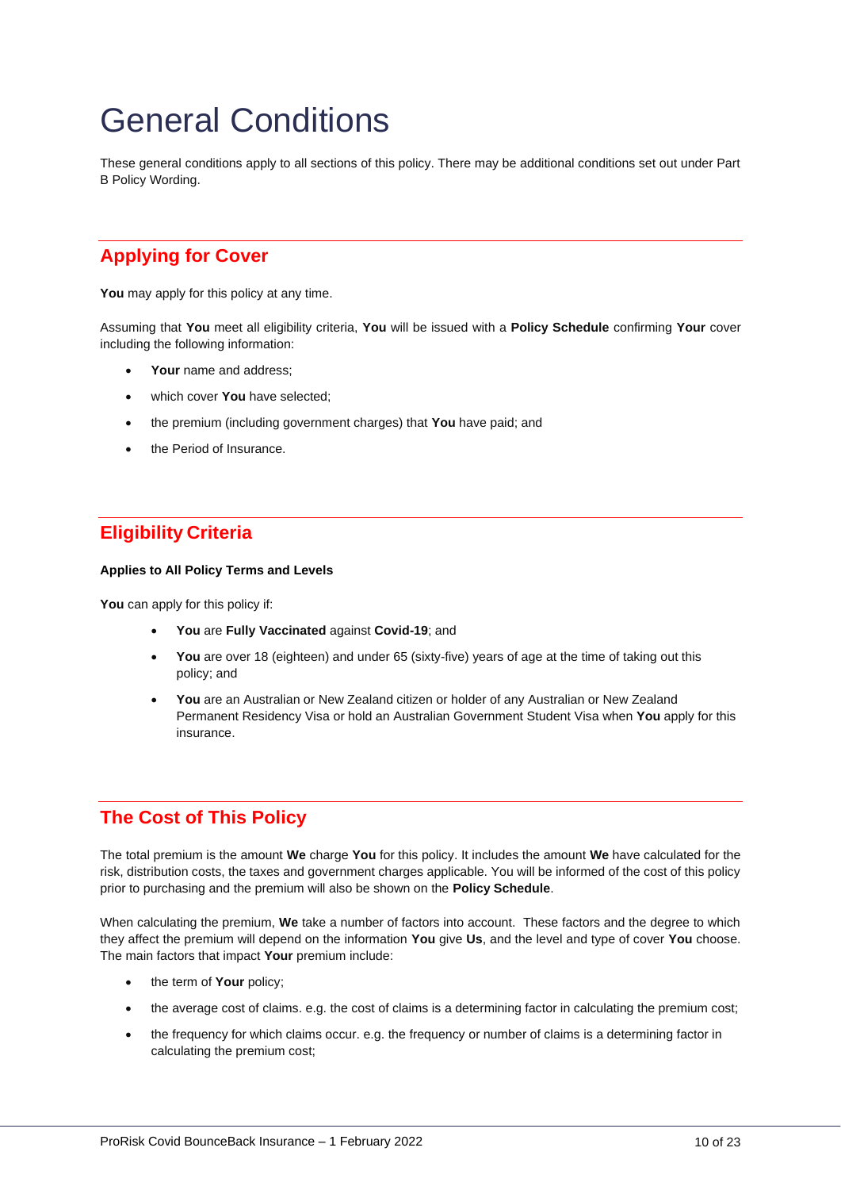# General Conditions

These general conditions apply to all sections of this policy. There may be additional conditions set out under Part B Policy Wording.

## Applying for Cover

**You** may apply for this policy at any time.

Assuming that **You** meet all eligibility criteria, **You** will be issued with a **Policy Schedule** confirming **Your** cover including the following information:

- **Your** name and address;
- which cover **You** have selected;
- the premium (including government charges) that **You** have paid; and
- the Period of Insurance.

## Eligibility Criteria

**Applies to All Policy Terms and Levels**

**You** can apply for this policy if:

- **You** are **Fully Vaccinated** against **Covid-19**; and
- **You** are over 18 (eighteen) and under 65 (sixty-five) years of age at the time of taking out this policy; and
- **You** are an Australian or New Zealand citizen or holder of any Australian or New Zealand Permanent Residency Visa or hold an Australian Government Student Visa when **You** apply for this insurance.

## The Cost of This Policy

The total premium is the amount **We** charge **You** for this policy. It includes the amount **We** have calculated for the risk, distribution costs, the taxes and government charges applicable. You will be informed of the cost of this policy prior to purchasing and the premium will also be shown on the **Policy Schedule**.

When calculating the premium, **We** take a number of factors into account. These factors and the degree to which they affect the premium will depend on the information **You** give **Us**, and the level and type of cover **You** choose. The main factors that impact **Your** premium include:

- the term of **Your** policy;
- the average cost of claims. e.g. the cost of claims is a determining factor in calculating the premium cost;
- the frequency for which claims occur. e.g. the frequency or number of claims is a determining factor in calculating the premium cost;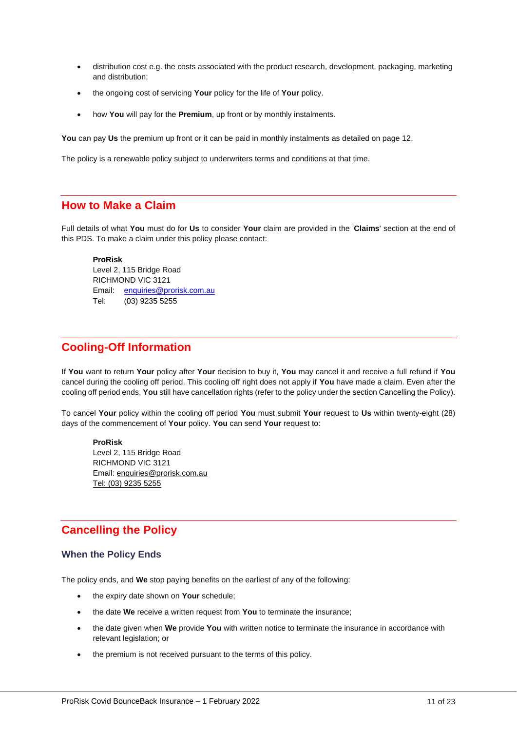- distribution cost e.g. the costs associated with the product research, development, packaging, marketing and distribution;
- the ongoing cost of servicing **Your** policy for the life of **Your** policy.
- how **You** will pay for the **Premium**, up front or by monthly instalments.

**You** can pay **Us** the premium up front or it can be paid in monthly instalments as detailed on page 12.

The policy is a renewable policy subject to underwriters terms and conditions at that time.

## How to Make a Claim

Full details of what **You** must do for **Us** to consider **Your** claim are provided in the '**Claims**' section at the end of this PDS. To make a claim under this policy please contact:

**ProRisk**
Level 2, 115 Bridge Road
RICHMOND VIC 3121
Email: enquiries@prorisk.com.au
Tel: (03) 9235 5255

## Cooling-Off Information

If **You** want to return **Your** policy after **Your** decision to buy it, **You** may cancel it and receive a full refund if **You** cancel during the cooling off period. This cooling off right does not apply if **You** have made a claim. Even after the cooling off period ends, **You** still have cancellation rights (refer to the policy under the section Cancelling the Policy).

To cancel **Your** policy within the cooling off period **You** must submit **Your** request to **Us** within twenty-eight (28) days of the commencement of **Your** policy. **You** can send **Your** request to:

**ProRisk**
Level 2, 115 Bridge Road
RICHMOND VIC 3121
Email: enquiries@prorisk.com.au
Tel: (03) 9235 5255

## Cancelling the Policy

### When the Policy Ends

The policy ends, and **We** stop paying benefits on the earliest of any of the following:

- the expiry date shown on **Your** schedule;
- the date **We** receive a written request from **You** to terminate the insurance;
- the date given when **We** provide **You** with written notice to terminate the insurance in accordance with relevant legislation; or
- the premium is not received pursuant to the terms of this policy.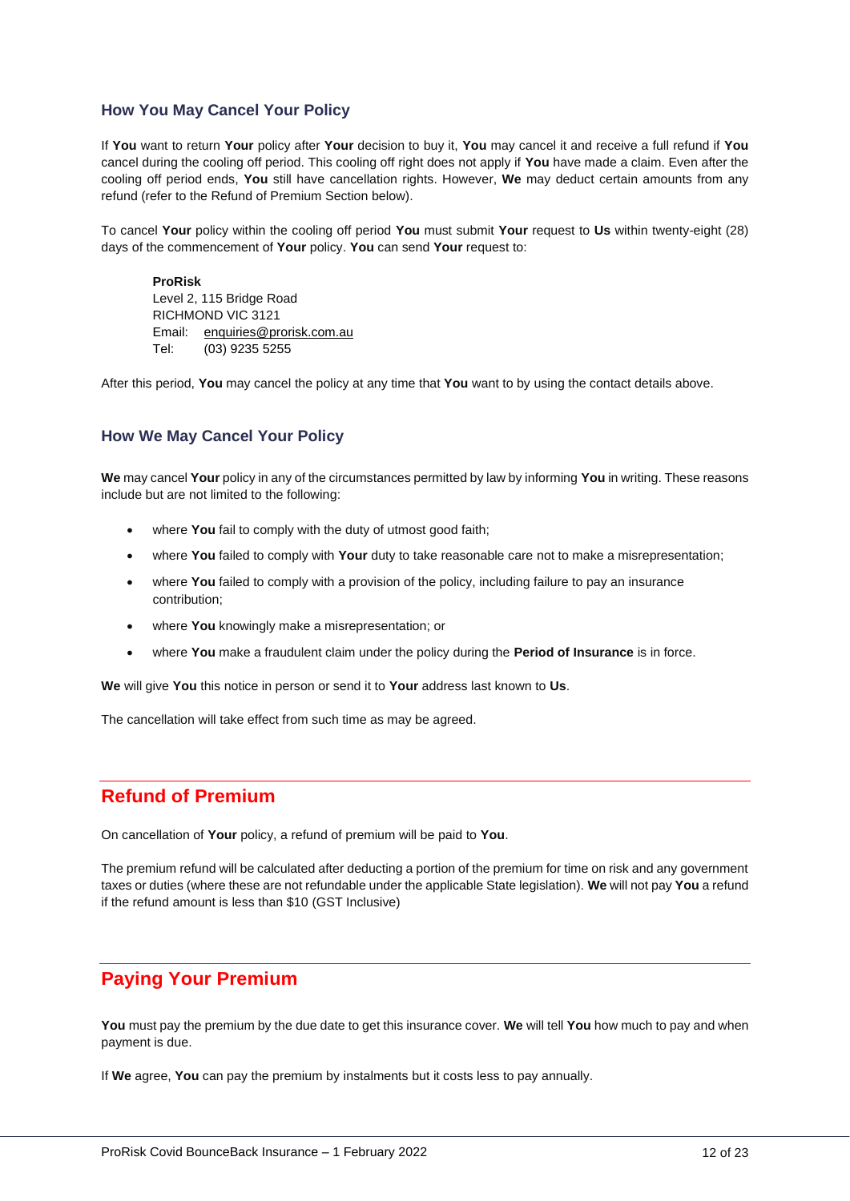### How You May Cancel Your Policy

If **You** want to return **Your** policy after **Your** decision to buy it, **You** may cancel it and receive a full refund if **You** cancel during the cooling off period. This cooling off right does not apply if **You** have made a claim. Even after the cooling off period ends, **You** still have cancellation rights. However, **We** may deduct certain amounts from any refund (refer to the Refund of Premium Section below).

To cancel **Your** policy within the cooling off period **You** must submit **Your** request to **Us** within twenty-eight (28) days of the commencement of **Your** policy. **You** can send **Your** request to:

**ProRisk**
Level 2, 115 Bridge Road
RICHMOND VIC 3121
Email: enquiries@prorisk.com.au
Tel: (03) 9235 5255

After this period, **You** may cancel the policy at any time that **You** want to by using the contact details above.

### How We May Cancel Your Policy

**We** may cancel **Your** policy in any of the circumstances permitted by law by informing **You** in writing. These reasons include but are not limited to the following:

- where **You** fail to comply with the duty of utmost good faith;
- where **You** failed to comply with **Your** duty to take reasonable care not to make a misrepresentation;
- where **You** failed to comply with a provision of the policy, including failure to pay an insurance contribution;
- where **You** knowingly make a misrepresentation; or
- where **You** make a fraudulent claim under the policy during the **Period of Insurance** is in force.

**We** will give **You** this notice in person or send it to **Your** address last known to **Us**.

The cancellation will take effect from such time as may be agreed.

## Refund of Premium

On cancellation of **Your** policy, a refund of premium will be paid to **You**.

The premium refund will be calculated after deducting a portion of the premium for time on risk and any government taxes or duties (where these are not refundable under the applicable State legislation). **We** will not pay **You** a refund if the refund amount is less than $10 (GST Inclusive)

## Paying Your Premium

**You** must pay the premium by the due date to get this insurance cover. **We** will tell **You** how much to pay and when payment is due.

If **We** agree, **You** can pay the premium by instalments but it costs less to pay annually.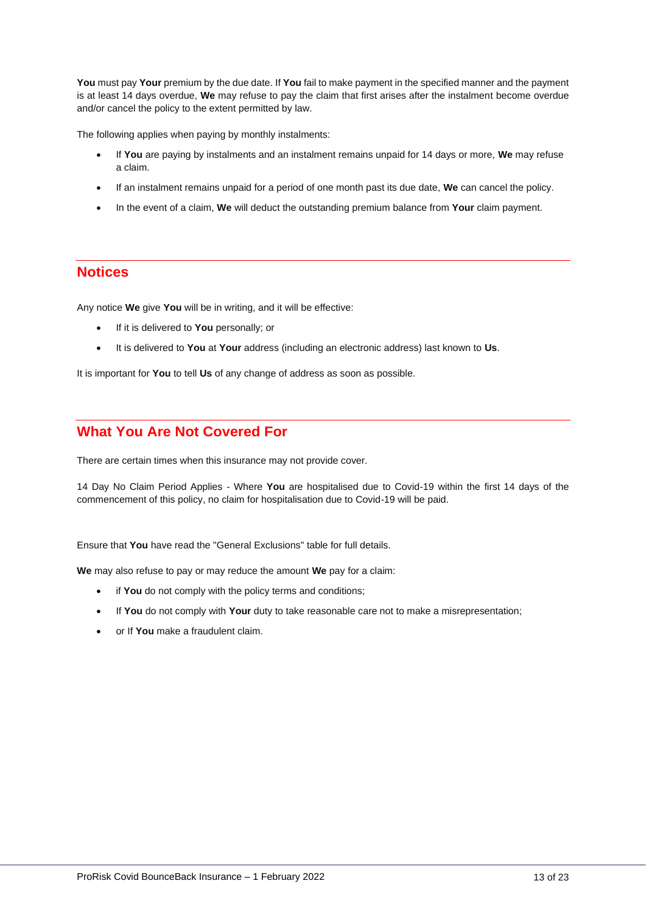**You** must pay **Your** premium by the due date. If **You** fail to make payment in the specified manner and the payment is at least 14 days overdue, **We** may refuse to pay the claim that first arises after the instalment become overdue and/or cancel the policy to the extent permitted by law.

The following applies when paying by monthly instalments:

- If **You** are paying by instalments and an instalment remains unpaid for 14 days or more, **We** may refuse a claim.
- If an instalment remains unpaid for a period of one month past its due date, **We** can cancel the policy.
- In the event of a claim, **We** will deduct the outstanding premium balance from **Your** claim payment.

## Notices

Any notice **We** give **You** will be in writing, and it will be effective:

- If it is delivered to **You** personally; or
- It is delivered to **You** at **Your** address (including an electronic address) last known to **Us**.

It is important for **You** to tell **Us** of any change of address as soon as possible.

## What You Are Not Covered For

There are certain times when this insurance may not provide cover.

14 Day No Claim Period Applies - Where **You** are hospitalised due to Covid-19 within the first 14 days of the commencement of this policy, no claim for hospitalisation due to Covid-19 will be paid.

Ensure that **You** have read the "General Exclusions" table for full details.

**We** may also refuse to pay or may reduce the amount **We** pay for a claim:

- if **You** do not comply with the policy terms and conditions;
- If **You** do not comply with **Your** duty to take reasonable care not to make a misrepresentation;
- or If **You** make a fraudulent claim.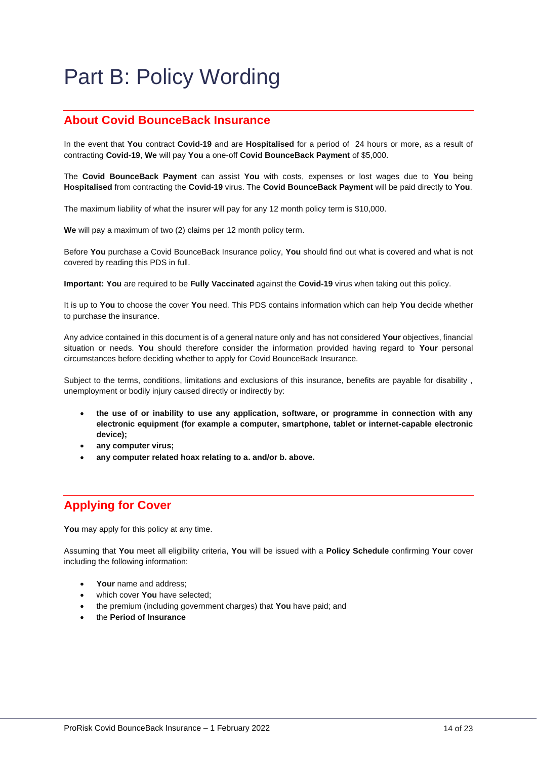# Part B: Policy Wording

## About Covid BounceBack Insurance

In the event that **You** contract **Covid-19** and are **Hospitalised** for a period of 24 hours or more, as a result of contracting **Covid-19**, **We** will pay **You** a one-off **Covid BounceBack Payment** of $5,000.

The **Covid BounceBack Payment** can assist **You** with costs, expenses or lost wages due to **You** being **Hospitalised** from contracting the **Covid-19** virus. The **Covid BounceBack Payment** will be paid directly to **You**.

The maximum liability of what the insurer will pay for any 12 month policy term is $10,000.

**We** will pay a maximum of two (2) claims per 12 month policy term.

Before **You** purchase a Covid BounceBack Insurance policy, **You** should find out what is covered and what is not covered by reading this PDS in full.

**Important: You** are required to be **Fully Vaccinated** against the **Covid-19** virus when taking out this policy.

It is up to **You** to choose the cover **You** need. This PDS contains information which can help **You** decide whether to purchase the insurance.

Any advice contained in this document is of a general nature only and has not considered **Your** objectives, financial situation or needs. **You** should therefore consider the information provided having regard to **Your** personal circumstances before deciding whether to apply for Covid BounceBack Insurance.

Subject to the terms, conditions, limitations and exclusions of this insurance, benefits are payable for disability , unemployment or bodily injury caused directly or indirectly by:

- **the use of or inability to use any application, software, or programme in connection with any electronic equipment (for example a computer, smartphone, tablet or internet-capable electronic device);**
- **any computer virus;**
- **any computer related hoax relating to a. and/or b. above.**

## Applying for Cover

**You** may apply for this policy at any time.

Assuming that **You** meet all eligibility criteria, **You** will be issued with a **Policy Schedule** confirming **Your** cover including the following information:

- **Your** name and address;
- which cover **You** have selected;
- the premium (including government charges) that **You** have paid; and
- the **Period of Insurance**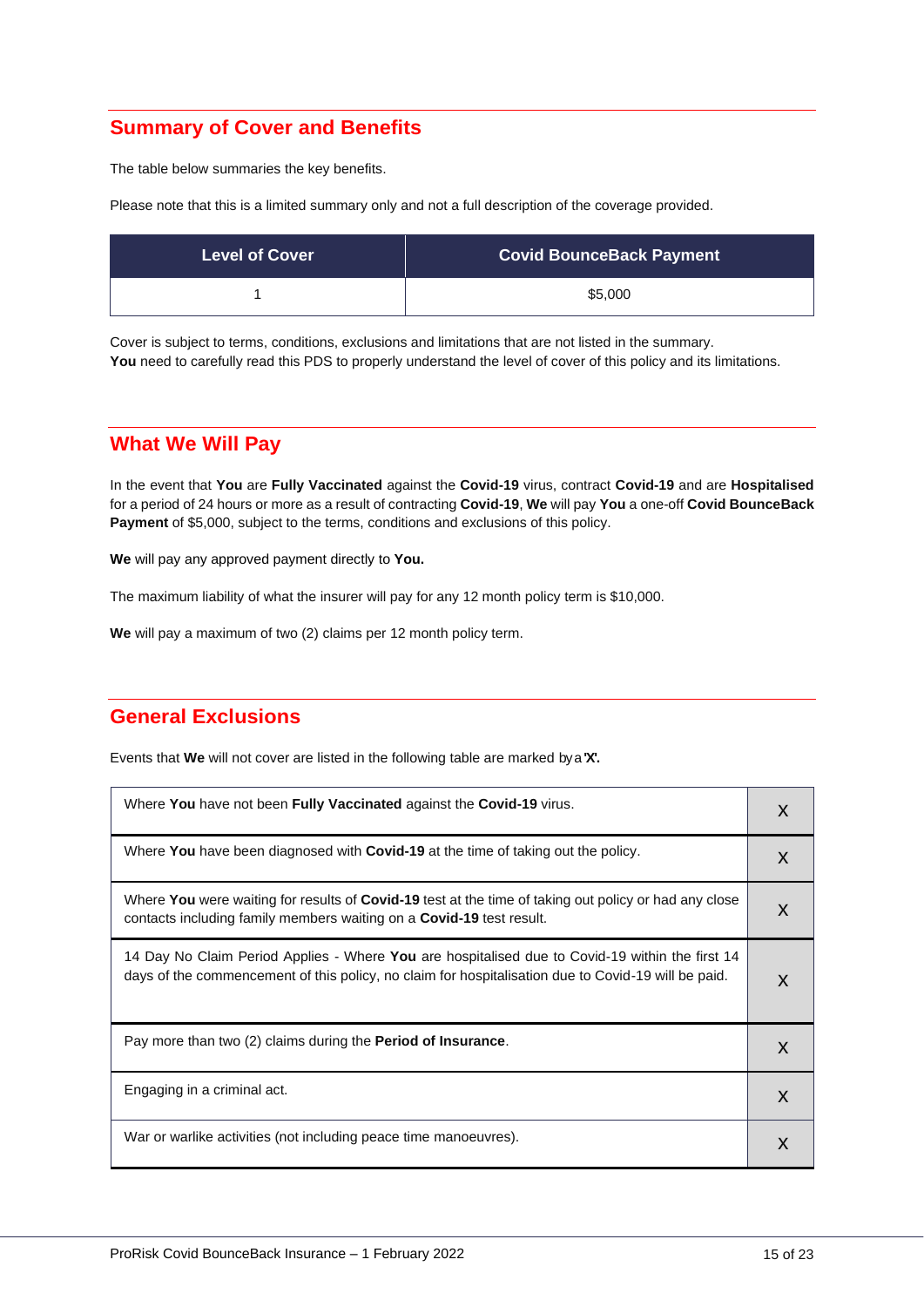## Summary of Cover and Benefits

The table below summaries the key benefits.

Please note that this is a limited summary only and not a full description of the coverage provided.

| Level of Cover | Covid BounceBack Payment |
|---|---|
| 1 | $5,000 |

Cover is subject to terms, conditions, exclusions and limitations that are not listed in the summary.
**You** need to carefully read this PDS to properly understand the level of cover of this policy and its limitations.

## What We Will Pay

In the event that **You** are **Fully Vaccinated** against the **Covid-19** virus, contract **Covid-19** and are **Hospitalised** for a period of 24 hours or more as a result of contracting **Covid-19**, **We** will pay **You** a one-off **Covid BounceBack Payment** of $5,000, subject to the terms, conditions and exclusions of this policy.

**We** will pay any approved payment directly to **You.**

The maximum liability of what the insurer will pay for any 12 month policy term is $10,000.

**We** will pay a maximum of two (2) claims per 12 month policy term.

## General Exclusions

Events that **We** will not cover are listed in the following table are marked by a **'X'.**

| | |
|---|---|
| Where **You** have not been **Fully Vaccinated** against the **Covid-19** virus. | X |
| Where **You** have been diagnosed with **Covid-19** at the time of taking out the policy. | X |
| Where **You** were waiting for results of **Covid-19** test at the time of taking out policy or had any close contacts including family members waiting on a **Covid-19** test result. | X |
| 14 Day No Claim Period Applies - Where **You** are hospitalised due to Covid-19 within the first 14 days of the commencement of this policy, no claim for hospitalisation due to Covid-19 will be paid. | X |
| Pay more than two (2) claims during the **Period of Insurance**. | X |
| Engaging in a criminal act. | X |
| War or warlike activities (not including peace time manoeuvres). | X |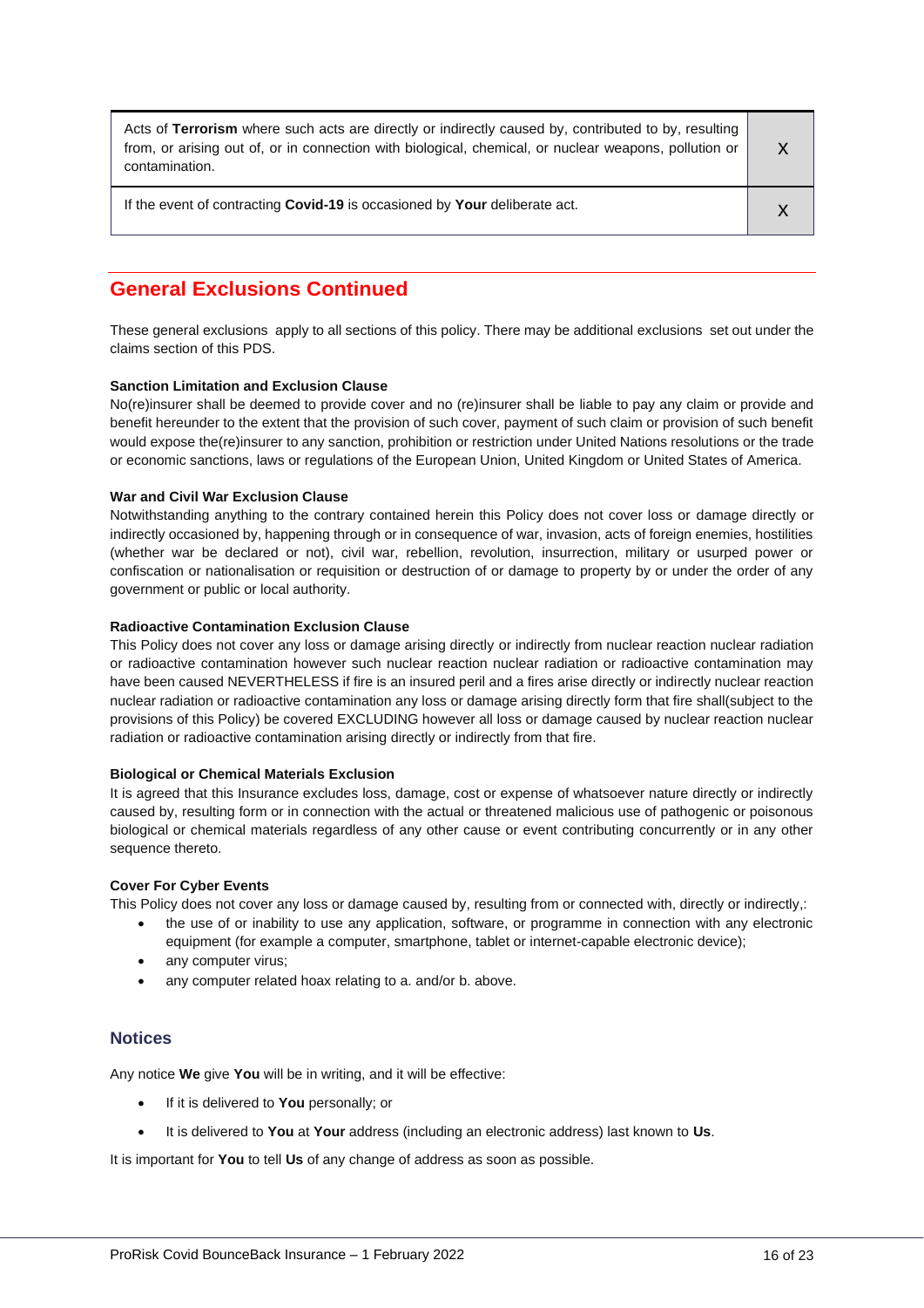| | |
|---|---|
| Acts of **Terrorism** where such acts are directly or indirectly caused by, contributed to by, resulting from, or arising out of, or in connection with biological, chemical, or nuclear weapons, pollution or contamination. | X |
| If the event of contracting **Covid-19** is occasioned by **Your** deliberate act. | X |

## General Exclusions Continued

These general exclusions apply to all sections of this policy. There may be additional exclusions set out under the claims section of this PDS.

**Sanction Limitation and Exclusion Clause**
No(re)insurer shall be deemed to provide cover and no (re)insurer shall be liable to pay any claim or provide and benefit hereunder to the extent that the provision of such cover, payment of such claim or provision of such benefit would expose the(re)insurer to any sanction, prohibition or restriction under United Nations resolutions or the trade or economic sanctions, laws or regulations of the European Union, United Kingdom or United States of America.

**War and Civil War Exclusion Clause**
Notwithstanding anything to the contrary contained herein this Policy does not cover loss or damage directly or indirectly occasioned by, happening through or in consequence of war, invasion, acts of foreign enemies, hostilities (whether war be declared or not), civil war, rebellion, revolution, insurrection, military or usurped power or confiscation or nationalisation or requisition or destruction of or damage to property by or under the order of any government or public or local authority.

**Radioactive Contamination Exclusion Clause**
This Policy does not cover any loss or damage arising directly or indirectly from nuclear reaction nuclear radiation or radioactive contamination however such nuclear reaction nuclear radiation or radioactive contamination may have been caused NEVERTHELESS if fire is an insured peril and a fires arise directly or indirectly nuclear reaction nuclear radiation or radioactive contamination any loss or damage arising directly form that fire shall(subject to the provisions of this Policy) be covered EXCLUDING however all loss or damage caused by nuclear reaction nuclear radiation or radioactive contamination arising directly or indirectly from that fire.

**Biological or Chemical Materials Exclusion**
It is agreed that this Insurance excludes loss, damage, cost or expense of whatsoever nature directly or indirectly caused by, resulting form or in connection with the actual or threatened malicious use of pathogenic or poisonous biological or chemical materials regardless of any other cause or event contributing concurrently or in any other sequence thereto.

**Cover For Cyber Events**
This Policy does not cover any loss or damage caused by, resulting from or connected with, directly or indirectly,:

- the use of or inability to use any application, software, or programme in connection with any electronic equipment (for example a computer, smartphone, tablet or internet-capable electronic device);
- any computer virus;
- any computer related hoax relating to a. and/or b. above.

## Notices

Any notice **We** give **You** will be in writing, and it will be effective:

- If it is delivered to **You** personally; or
- It is delivered to **You** at **Your** address (including an electronic address) last known to **Us**.

It is important for **You** to tell **Us** of any change of address as soon as possible.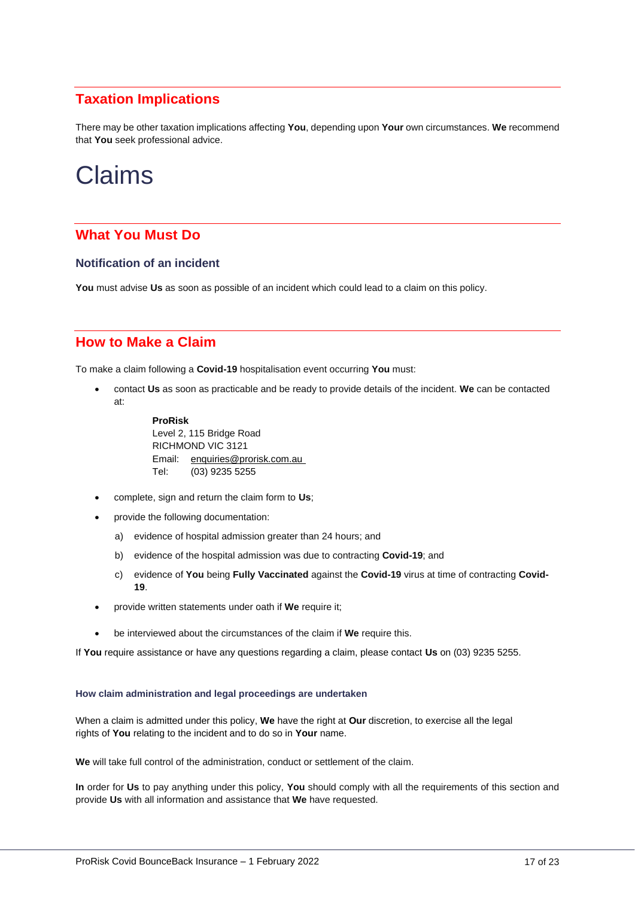## Taxation Implications

There may be other taxation implications affecting **You**, depending upon **Your** own circumstances. **We** recommend that **You** seek professional advice.

# Claims

## What You Must Do

### Notification of an incident

**You** must advise **Us** as soon as possible of an incident which could lead to a claim on this policy.

## How to Make a Claim

To make a claim following a **Covid-19** hospitalisation event occurring **You** must:

- contact **Us** as soon as practicable and be ready to provide details of the incident. **We** can be contacted at:

  **ProRisk**
  Level 2, 115 Bridge Road
  RICHMOND VIC 3121
  Email: enquiries@prorisk.com.au
  Tel: (03) 9235 5255

- complete, sign and return the claim form to **Us**;
- provide the following documentation:
  a) evidence of hospital admission greater than 24 hours; and
  b) evidence of the hospital admission was due to contracting **Covid-19**; and
  c) evidence of **You** being **Fully Vaccinated** against the **Covid-19** virus at time of contracting **Covid-19**.
- provide written statements under oath if **We** require it;
- be interviewed about the circumstances of the claim if **We** require this.

If **You** require assistance or have any questions regarding a claim, please contact **Us** on (03) 9235 5255.

#### How claim administration and legal proceedings are undertaken

When a claim is admitted under this policy, **We** have the right at **Our** discretion, to exercise all the legal rights of **You** relating to the incident and to do so in **Your** name.

**We** will take full control of the administration, conduct or settlement of the claim.

**In** order for **Us** to pay anything under this policy, **You** should comply with all the requirements of this section and provide **Us** with all information and assistance that **We** have requested.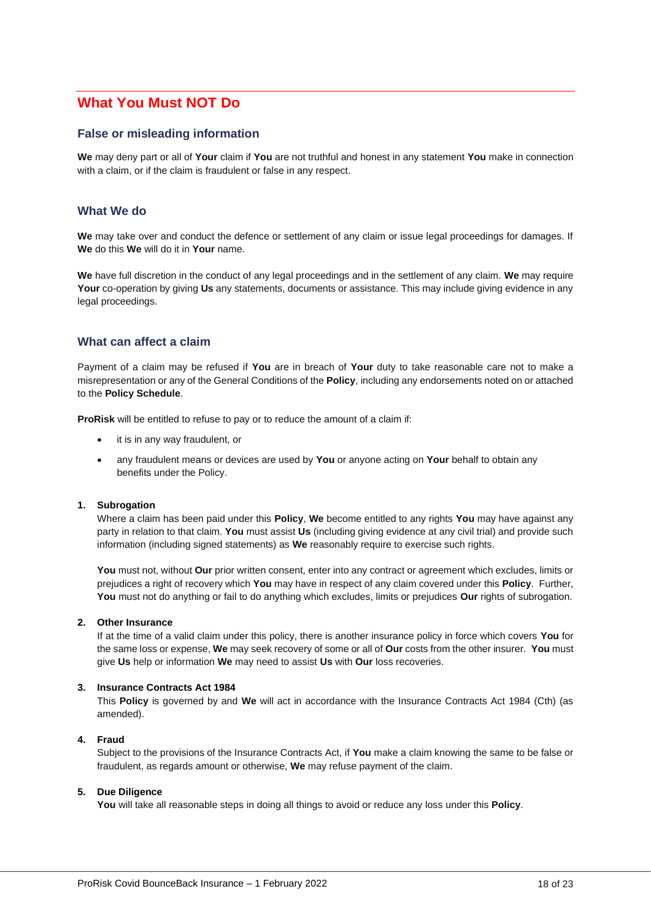## What You Must NOT Do

### False or misleading information

**We** may deny part or all of **Your** claim if **You** are not truthful and honest in any statement **You** make in connection with a claim, or if the claim is fraudulent or false in any respect.

### What We do

**We** may take over and conduct the defence or settlement of any claim or issue legal proceedings for damages. If **We** do this **We** will do it in **Your** name.

**We** have full discretion in the conduct of any legal proceedings and in the settlement of any claim. **We** may require **Your** co-operation by giving **Us** any statements, documents or assistance. This may include giving evidence in any legal proceedings.

### What can affect a claim

Payment of a claim may be refused if **You** are in breach of **Your** duty to take reasonable care not to make a misrepresentation or any of the General Conditions of the **Policy**, including any endorsements noted on or attached to the **Policy Schedule**.

**ProRisk** will be entitled to refuse to pay or to reduce the amount of a claim if:

- it is in any way fraudulent, or
- any fraudulent means or devices are used by **You** or anyone acting on **Your** behalf to obtain any benefits under the Policy.

1. **Subrogation**
   Where a claim has been paid under this **Policy**, **We** become entitled to any rights **You** may have against any party in relation to that claim. **You** must assist **Us** (including giving evidence at any civil trial) and provide such information (including signed statements) as **We** reasonably require to exercise such rights.

   **You** must not, without **Our** prior written consent, enter into any contract or agreement which excludes, limits or prejudices a right of recovery which **You** may have in respect of any claim covered under this **Policy**. Further, **You** must not do anything or fail to do anything which excludes, limits or prejudices **Our** rights of subrogation.

2. **Other Insurance**
   If at the time of a valid claim under this policy, there is another insurance policy in force which covers **You** for the same loss or expense, **We** may seek recovery of some or all of **Our** costs from the other insurer. **You** must give **Us** help or information **We** may need to assist **Us** with **Our** loss recoveries.

3. **Insurance Contracts Act 1984**
   This **Policy** is governed by and **We** will act in accordance with the Insurance Contracts Act 1984 (Cth) (as amended).

4. **Fraud**
   Subject to the provisions of the Insurance Contracts Act, if **You** make a claim knowing the same to be false or fraudulent, as regards amount or otherwise, **We** may refuse payment of the claim.

5. **Due Diligence**
   **You** will take all reasonable steps in doing all things to avoid or reduce any loss under this **Policy**.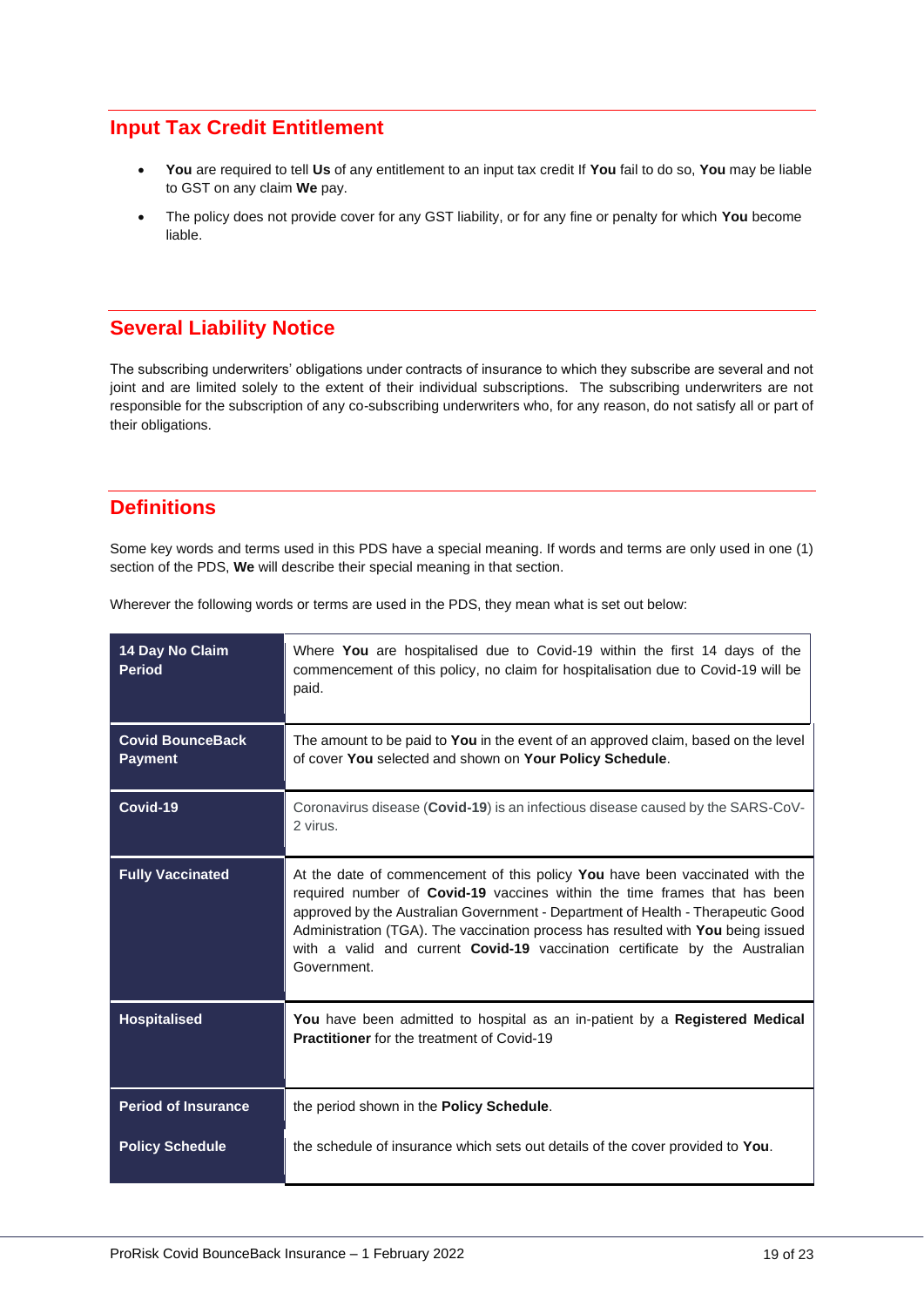## Input Tax Credit Entitlement

- **You** are required to tell **Us** of any entitlement to an input tax credit If **You** fail to do so, **You** may be liable to GST on any claim **We** pay.
- The policy does not provide cover for any GST liability, or for any fine or penalty for which **You** become liable.

## Several Liability Notice

The subscribing underwriters' obligations under contracts of insurance to which they subscribe are several and not joint and are limited solely to the extent of their individual subscriptions. The subscribing underwriters are not responsible for the subscription of any co-subscribing underwriters who, for any reason, do not satisfy all or part of their obligations.

## Definitions

Some key words and terms used in this PDS have a special meaning. If words and terms are only used in one (1) section of the PDS, **We** will describe their special meaning in that section.

Wherever the following words or terms are used in the PDS, they mean what is set out below:

| Term | Meaning |
|---|---|
| **14 Day No Claim Period** | Where **You** are hospitalised due to Covid-19 within the first 14 days of the commencement of this policy, no claim for hospitalisation due to Covid-19 will be paid. |
| **Covid BounceBack Payment** | The amount to be paid to **You** in the event of an approved claim, based on the level of cover **You** selected and shown on **Your Policy Schedule**. |
| **Covid-19** | Coronavirus disease (**Covid-19**) is an infectious disease caused by the SARS-CoV-2 virus. |
| **Fully Vaccinated** | At the date of commencement of this policy **You** have been vaccinated with the required number of **Covid-19** vaccines within the time frames that has been approved by the Australian Government - Department of Health - Therapeutic Good Administration (TGA). The vaccination process has resulted with **You** being issued with a valid and current **Covid-19** vaccination certificate by the Australian Government. |
| **Hospitalised** | **You** have been admitted to hospital as an in-patient by a **Registered Medical Practitioner** for the treatment of Covid-19 |
| **Period of Insurance** | the period shown in the **Policy Schedule**. |
| **Policy Schedule** | the schedule of insurance which sets out details of the cover provided to **You**. |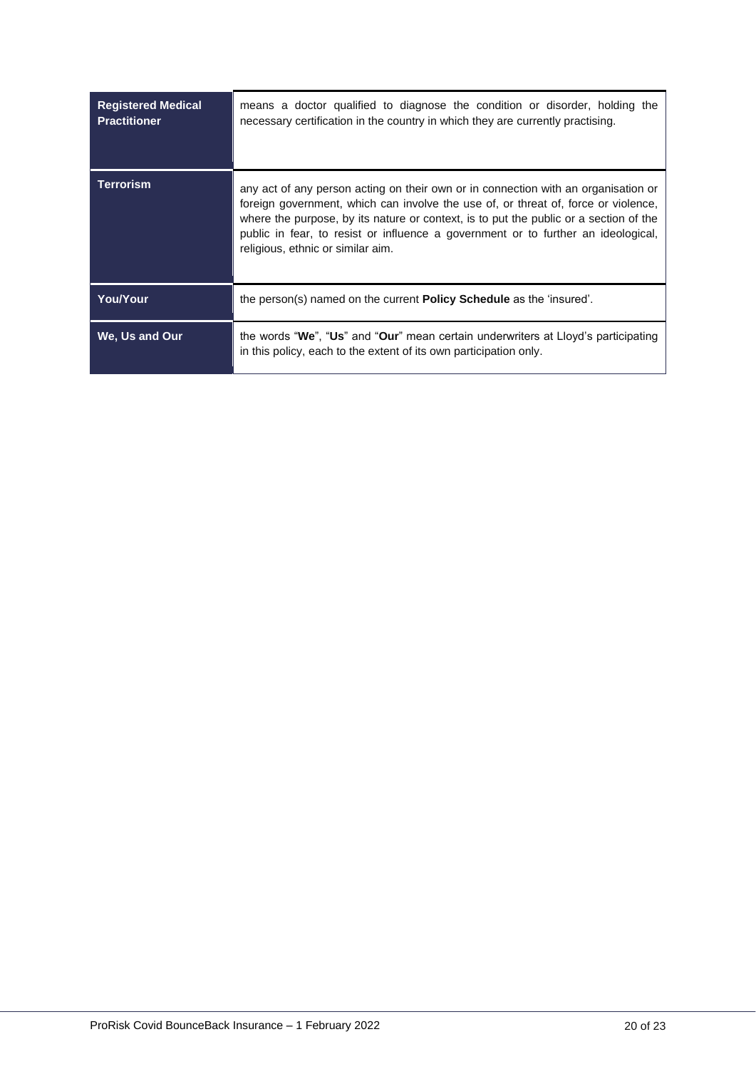| | |
|---|---|
| **Registered Medical Practitioner** | means a doctor qualified to diagnose the condition or disorder, holding the necessary certification in the country in which they are currently practising. |
| **Terrorism** | any act of any person acting on their own or in connection with an organisation or foreign government, which can involve the use of, or threat of, force or violence, where the purpose, by its nature or context, is to put the public or a section of the public in fear, to resist or influence a government or to further an ideological, religious, ethnic or similar aim. |
| **You/Your** | the person(s) named on the current **Policy Schedule** as the 'insured'. |
| **We, Us and Our** | the words "**We**", "**Us**" and "**Our**" mean certain underwriters at Lloyd's participating in this policy, each to the extent of its own participation only. |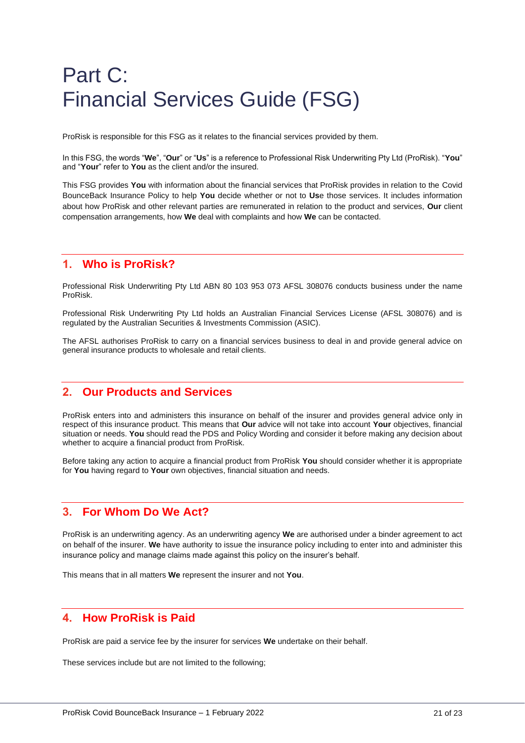# Part C: Financial Services Guide (FSG)

ProRisk is responsible for this FSG as it relates to the financial services provided by them.

In this FSG, the words "**We**", "**Our**" or "**Us**" is a reference to Professional Risk Underwriting Pty Ltd (ProRisk). "**You**" and "**Your**" refer to **You** as the client and/or the insured.

This FSG provides **You** with information about the financial services that ProRisk provides in relation to the Covid BounceBack Insurance Policy to help **You** decide whether or not to **Us**e those services. It includes information about how ProRisk and other relevant parties are remunerated in relation to the product and services, **Our** client compensation arrangements, how **We** deal with complaints and how **We** can be contacted.

## 1. Who is ProRisk?

Professional Risk Underwriting Pty Ltd ABN 80 103 953 073 AFSL 308076 conducts business under the name ProRisk.

Professional Risk Underwriting Pty Ltd holds an Australian Financial Services License (AFSL 308076) and is regulated by the Australian Securities & Investments Commission (ASIC).

The AFSL authorises ProRisk to carry on a financial services business to deal in and provide general advice on general insurance products to wholesale and retail clients.

## 2. Our Products and Services

ProRisk enters into and administers this insurance on behalf of the insurer and provides general advice only in respect of this insurance product. This means that **Our** advice will not take into account **Your** objectives, financial situation or needs. **You** should read the PDS and Policy Wording and consider it before making any decision about whether to acquire a financial product from ProRisk.

Before taking any action to acquire a financial product from ProRisk **You** should consider whether it is appropriate for **You** having regard to **Your** own objectives, financial situation and needs.

## 3. For Whom Do We Act?

ProRisk is an underwriting agency. As an underwriting agency **We** are authorised under a binder agreement to act on behalf of the insurer. **We** have authority to issue the insurance policy including to enter into and administer this insurance policy and manage claims made against this policy on the insurer's behalf.

This means that in all matters **We** represent the insurer and not **You**.

## 4. How ProRisk is Paid

ProRisk are paid a service fee by the insurer for services **We** undertake on their behalf.

These services include but are not limited to the following;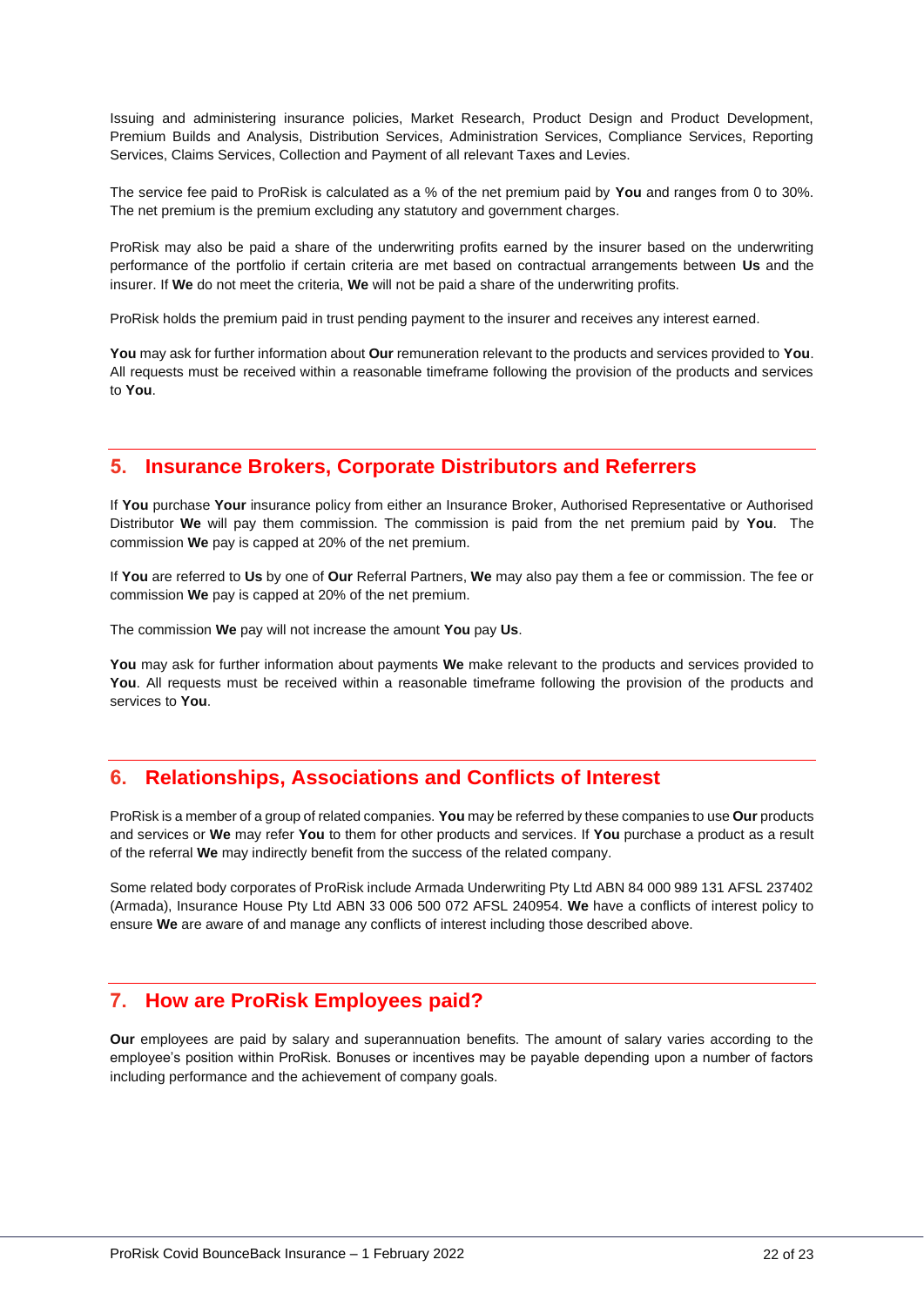Issuing and administering insurance policies, Market Research, Product Design and Product Development, Premium Builds and Analysis, Distribution Services, Administration Services, Compliance Services, Reporting Services, Claims Services, Collection and Payment of all relevant Taxes and Levies.

The service fee paid to ProRisk is calculated as a % of the net premium paid by **You** and ranges from 0 to 30%. The net premium is the premium excluding any statutory and government charges.

ProRisk may also be paid a share of the underwriting profits earned by the insurer based on the underwriting performance of the portfolio if certain criteria are met based on contractual arrangements between **Us** and the insurer. If **We** do not meet the criteria, **We** will not be paid a share of the underwriting profits.

ProRisk holds the premium paid in trust pending payment to the insurer and receives any interest earned.

**You** may ask for further information about **Our** remuneration relevant to the products and services provided to **You**. All requests must be received within a reasonable timeframe following the provision of the products and services to **You**.

## 5. Insurance Brokers, Corporate Distributors and Referrers

If **You** purchase **Your** insurance policy from either an Insurance Broker, Authorised Representative or Authorised Distributor **We** will pay them commission. The commission is paid from the net premium paid by **You**. The commission **We** pay is capped at 20% of the net premium.

If **You** are referred to **Us** by one of **Our** Referral Partners, **We** may also pay them a fee or commission. The fee or commission **We** pay is capped at 20% of the net premium.

The commission **We** pay will not increase the amount **You** pay **Us**.

**You** may ask for further information about payments **We** make relevant to the products and services provided to **You**. All requests must be received within a reasonable timeframe following the provision of the products and services to **You**.

## 6. Relationships, Associations and Conflicts of Interest

ProRisk is a member of a group of related companies. **You** may be referred by these companies to use **Our** products and services or **We** may refer **You** to them for other products and services. If **You** purchase a product as a result of the referral **We** may indirectly benefit from the success of the related company.

Some related body corporates of ProRisk include Armada Underwriting Pty Ltd ABN 84 000 989 131 AFSL 237402 (Armada), Insurance House Pty Ltd ABN 33 006 500 072 AFSL 240954. **We** have a conflicts of interest policy to ensure **We** are aware of and manage any conflicts of interest including those described above.

## 7. How are ProRisk Employees paid?

**Our** employees are paid by salary and superannuation benefits. The amount of salary varies according to the employee's position within ProRisk. Bonuses or incentives may be payable depending upon a number of factors including performance and the achievement of company goals.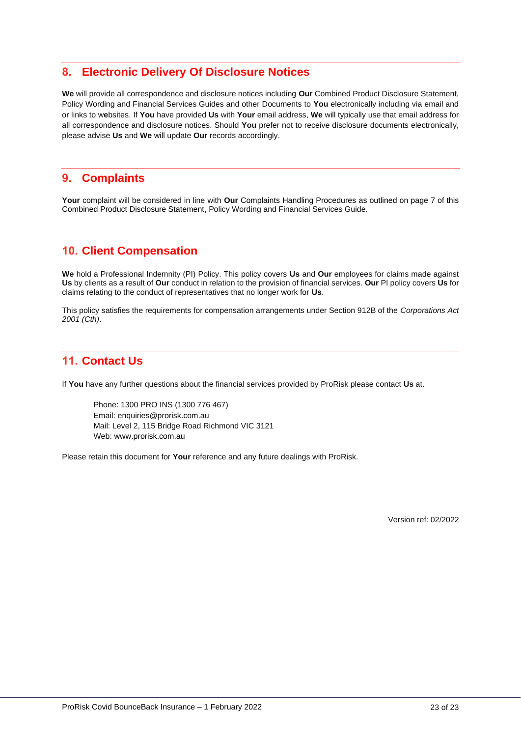## 8. Electronic Delivery Of Disclosure Notices

**We** will provide all correspondence and disclosure notices including **Our** Combined Product Disclosure Statement, Policy Wording and Financial Services Guides and other Documents to **You** electronically including via email and or links to websites. If **You** have provided **Us** with **Your** email address, **We** will typically use that email address for all correspondence and disclosure notices. Should **You** prefer not to receive disclosure documents electronically, please advise **Us** and **We** will update **Our** records accordingly.

## 9. Complaints

**Your** complaint will be considered in line with **Our** Complaints Handling Procedures as outlined on page 7 of this Combined Product Disclosure Statement, Policy Wording and Financial Services Guide.

## 10. Client Compensation

**We** hold a Professional Indemnity (PI) Policy. This policy covers **Us** and **Our** employees for claims made against **Us** by clients as a result of **Our** conduct in relation to the provision of financial services. **Our** PI policy covers **Us** for claims relating to the conduct of representatives that no longer work for **Us**.

This policy satisfies the requirements for compensation arrangements under Section 912B of the *Corporations Act 2001 (Cth)*.

## 11. Contact Us

If **You** have any further questions about the financial services provided by ProRisk please contact **Us** at.

Phone: 1300 PRO INS (1300 776 467)
Email: enquiries@prorisk.com.au
Mail: Level 2, 115 Bridge Road Richmond VIC 3121
Web: www.prorisk.com.au

Please retain this document for **Your** reference and any future dealings with ProRisk.

Version ref: 02/2022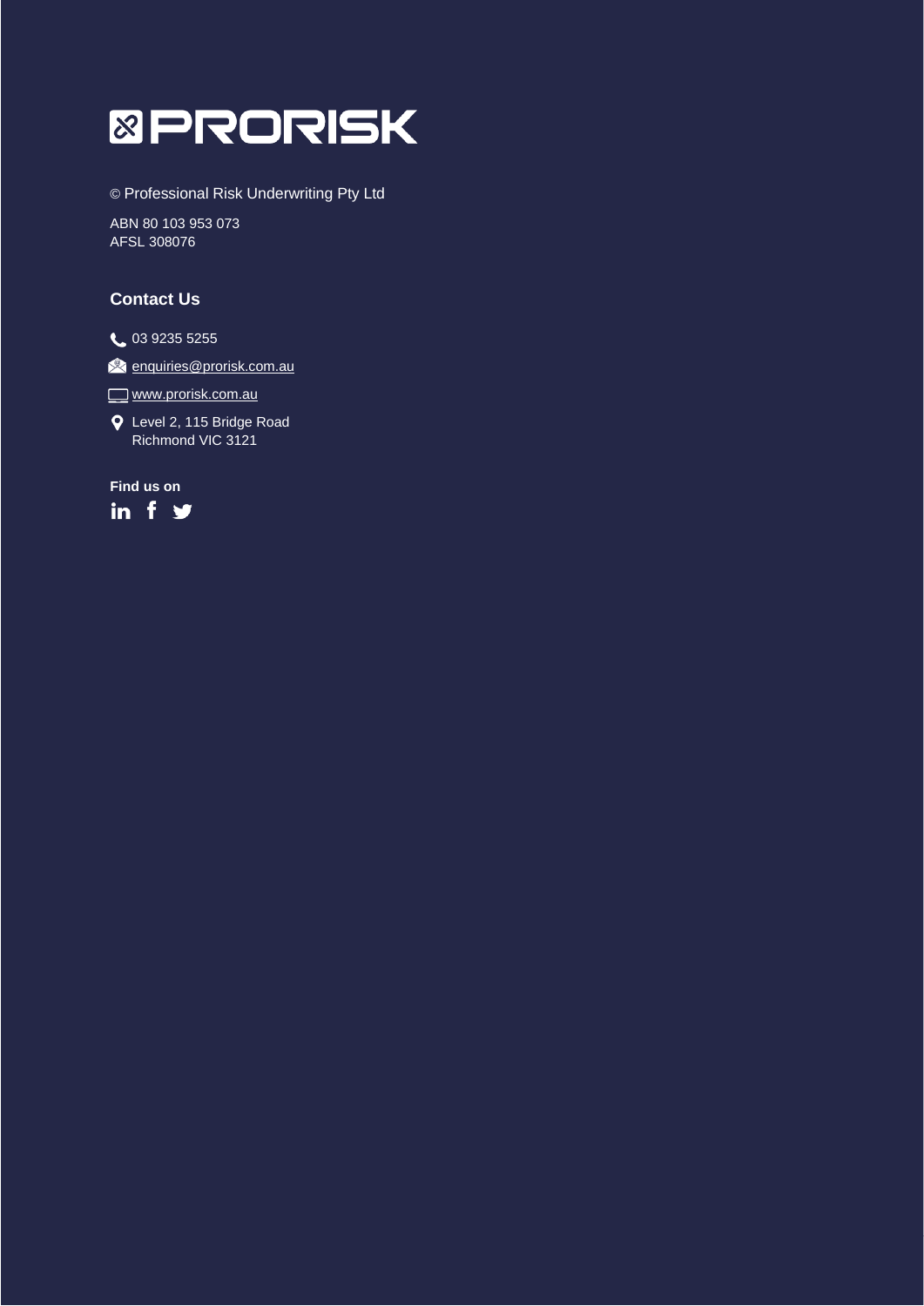# PRORISK

© Professional Risk Underwriting Pty Ltd

ABN 80 103 953 073
AFSL 308076

**Contact Us**

03 9235 5255

enquiries@prorisk.com.au

www.prorisk.com.au

Level 2, 115 Bridge Road
Richmond VIC 3121

**Find us on**